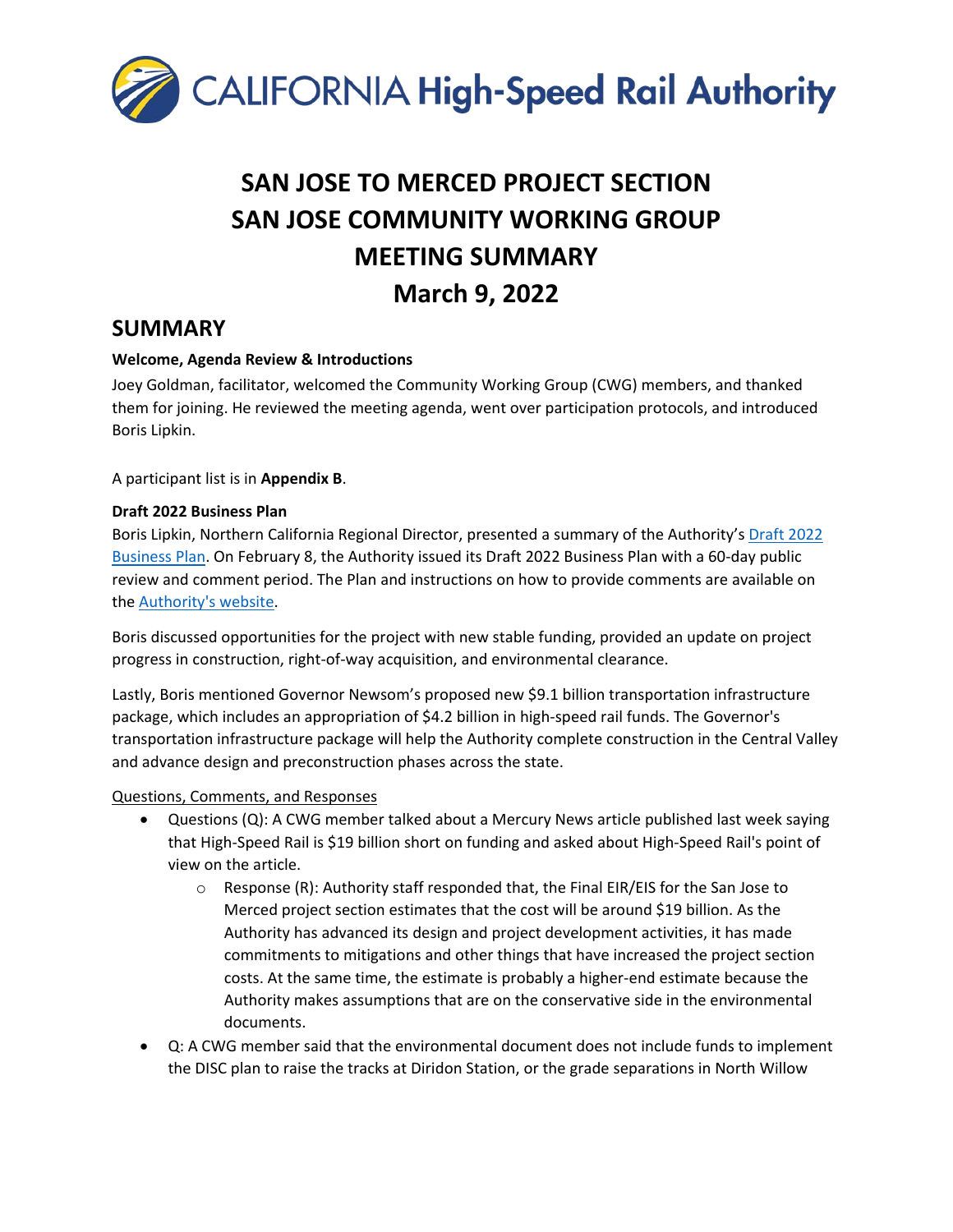# SAN JOSE TO MERCED PROJECT SECTION
# SAN JOSE COMMUNITY WORKING GROUP
# MEETING SUMMARY
# March 9, 2022

## SUMMARY

**Welcome, Agenda Review & Introductions**

Joey Goldman, facilitator, welcomed the Community Working Group (CWG) members, and thanked them for joining. He reviewed the meeting agenda, went over participation protocols, and introduced Boris Lipkin.

A participant list is in **Appendix B**.

**Draft 2022 Business Plan**

Boris Lipkin, Northern California Regional Director, presented a summary of the Authority's Draft 2022 Business Plan. On February 8, the Authority issued its Draft 2022 Business Plan with a 60-day public review and comment period. The Plan and instructions on how to provide comments are available on the Authority's website.

Boris discussed opportunities for the project with new stable funding, provided an update on project progress in construction, right-of-way acquisition, and environmental clearance.

Lastly, Boris mentioned Governor Newsom's proposed new $9.1 billion transportation infrastructure package, which includes an appropriation of $4.2 billion in high-speed rail funds. The Governor's transportation infrastructure package will help the Authority complete construction in the Central Valley and advance design and preconstruction phases across the state.

<u>Questions, Comments, and Responses</u>

- Questions (Q): A CWG member talked about a Mercury News article published last week saying that High-Speed Rail is $19 billion short on funding and asked about High-Speed Rail's point of view on the article.
  - Response (R): Authority staff responded that, the Final EIR/EIS for the San Jose to Merced project section estimates that the cost will be around $19 billion. As the Authority has advanced its design and project development activities, it has made commitments to mitigations and other things that have increased the project section costs. At the same time, the estimate is probably a higher-end estimate because the Authority makes assumptions that are on the conservative side in the environmental documents.
- Q: A CWG member said that the environmental document does not include funds to implement the DISC plan to raise the tracks at Diridon Station, or the grade separations in North Willow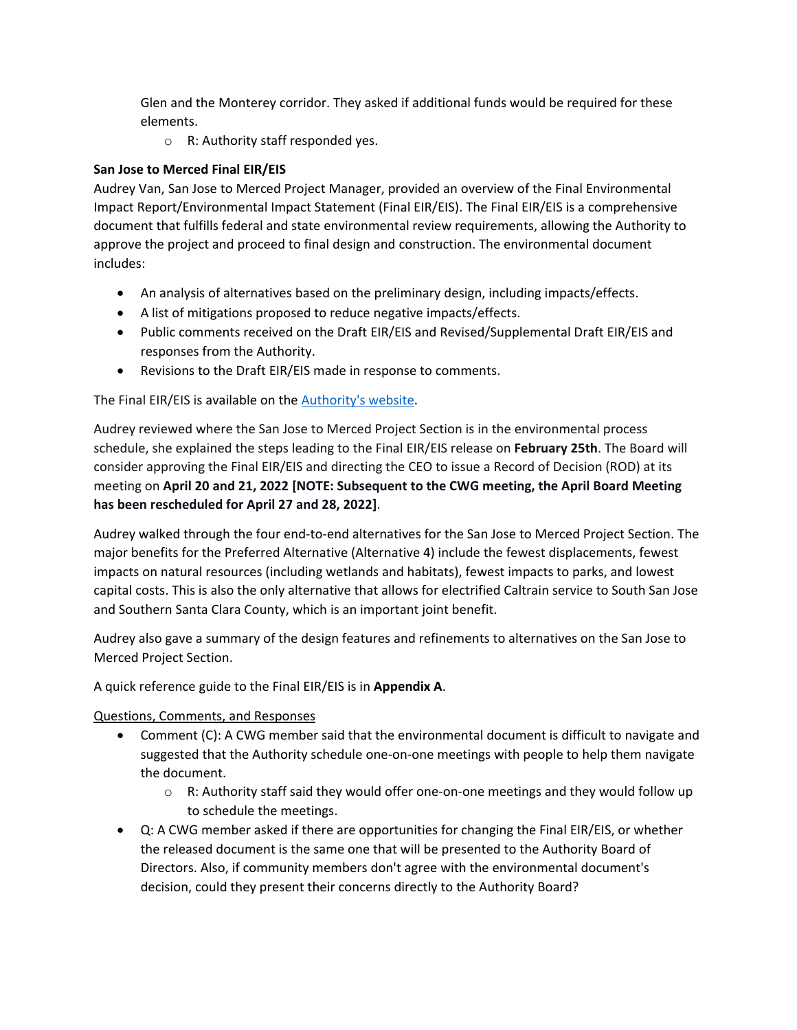Glen and the Monterey corridor. They asked if additional funds would be required for these elements.

  - R: Authority staff responded yes.

**San Jose to Merced Final EIR/EIS**

Audrey Van, San Jose to Merced Project Manager, provided an overview of the Final Environmental Impact Report/Environmental Impact Statement (Final EIR/EIS). The Final EIR/EIS is a comprehensive document that fulfills federal and state environmental review requirements, allowing the Authority to approve the project and proceed to final design and construction. The environmental document includes:

- An analysis of alternatives based on the preliminary design, including impacts/effects.
- A list of mitigations proposed to reduce negative impacts/effects.
- Public comments received on the Draft EIR/EIS and Revised/Supplemental Draft EIR/EIS and responses from the Authority.
- Revisions to the Draft EIR/EIS made in response to comments.

The Final EIR/EIS is available on the [Authority's website](#).

Audrey reviewed where the San Jose to Merced Project Section is in the environmental process schedule, she explained the steps leading to the Final EIR/EIS release on **February 25th**. The Board will consider approving the Final EIR/EIS and directing the CEO to issue a Record of Decision (ROD) at its meeting on **April 20 and 21, 2022 [NOTE: Subsequent to the CWG meeting, the April Board Meeting has been rescheduled for April 27 and 28, 2022]**.

Audrey walked through the four end-to-end alternatives for the San Jose to Merced Project Section. The major benefits for the Preferred Alternative (Alternative 4) include the fewest displacements, fewest impacts on natural resources (including wetlands and habitats), fewest impacts to parks, and lowest capital costs. This is also the only alternative that allows for electrified Caltrain service to South San Jose and Southern Santa Clara County, which is an important joint benefit.

Audrey also gave a summary of the design features and refinements to alternatives on the San Jose to Merced Project Section.

A quick reference guide to the Final EIR/EIS is in **Appendix A**.

<u>Questions, Comments, and Responses</u>

- Comment (C): A CWG member said that the environmental document is difficult to navigate and suggested that the Authority schedule one-on-one meetings with people to help them navigate the document.
  - R: Authority staff said they would offer one-on-one meetings and they would follow up to schedule the meetings.
- Q: A CWG member asked if there are opportunities for changing the Final EIR/EIS, or whether the released document is the same one that will be presented to the Authority Board of Directors. Also, if community members don't agree with the environmental document's decision, could they present their concerns directly to the Authority Board?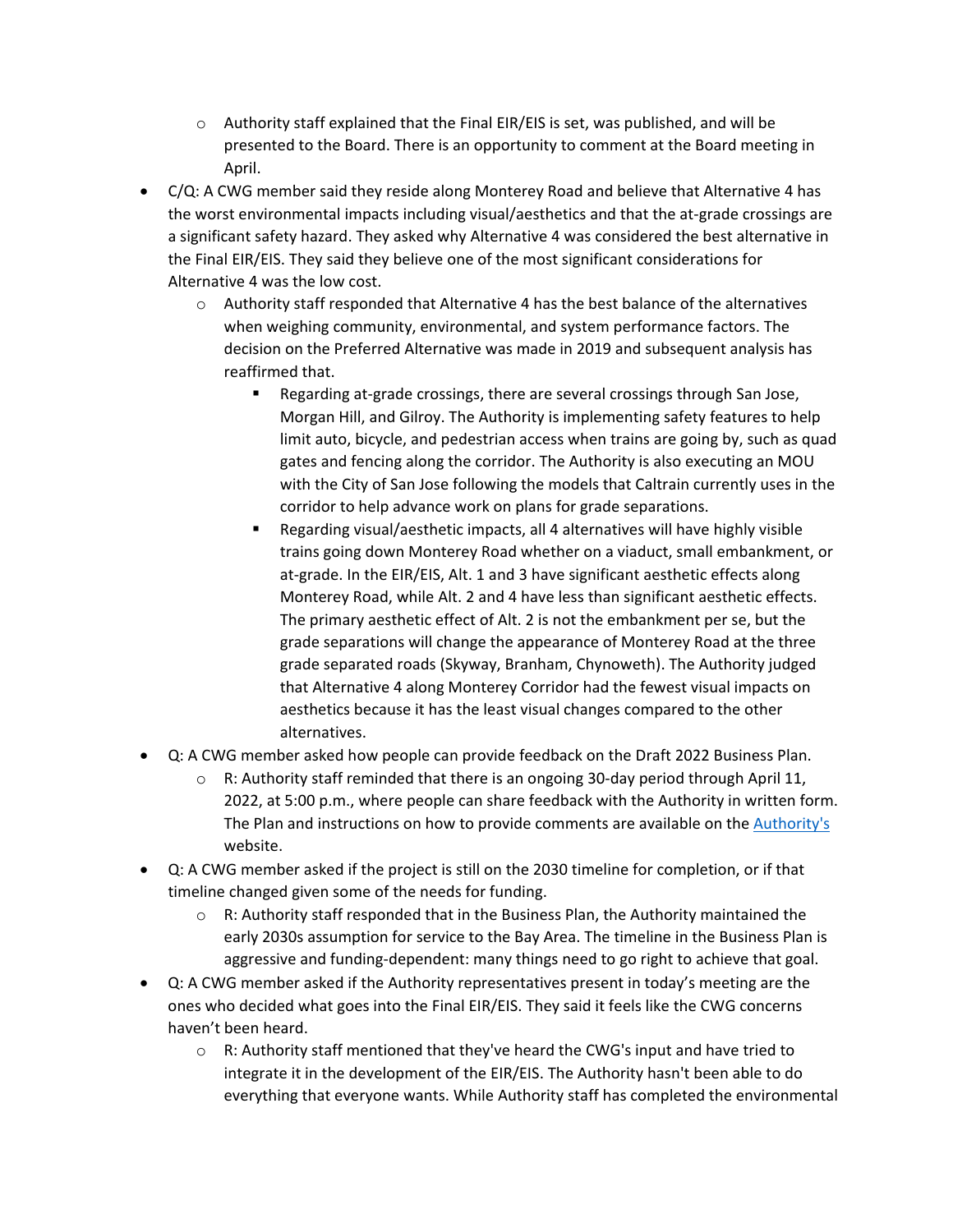- Authority staff explained that the Final EIR/EIS is set, was published, and will be presented to the Board. There is an opportunity to comment at the Board meeting in April.
- C/Q: A CWG member said they reside along Monterey Road and believe that Alternative 4 has the worst environmental impacts including visual/aesthetics and that the at-grade crossings are a significant safety hazard. They asked why Alternative 4 was considered the best alternative in the Final EIR/EIS. They said they believe one of the most significant considerations for Alternative 4 was the low cost.
  - Authority staff responded that Alternative 4 has the best balance of the alternatives when weighing community, environmental, and system performance factors. The decision on the Preferred Alternative was made in 2019 and subsequent analysis has reaffirmed that.
    - Regarding at-grade crossings, there are several crossings through San Jose, Morgan Hill, and Gilroy. The Authority is implementing safety features to help limit auto, bicycle, and pedestrian access when trains are going by, such as quad gates and fencing along the corridor. The Authority is also executing an MOU with the City of San Jose following the models that Caltrain currently uses in the corridor to help advance work on plans for grade separations.
    - Regarding visual/aesthetic impacts, all 4 alternatives will have highly visible trains going down Monterey Road whether on a viaduct, small embankment, or at-grade. In the EIR/EIS, Alt. 1 and 3 have significant aesthetic effects along Monterey Road, while Alt. 2 and 4 have less than significant aesthetic effects. The primary aesthetic effect of Alt. 2 is not the embankment per se, but the grade separations will change the appearance of Monterey Road at the three grade separated roads (Skyway, Branham, Chynoweth). The Authority judged that Alternative 4 along Monterey Corridor had the fewest visual impacts on aesthetics because it has the least visual changes compared to the other alternatives.
- Q: A CWG member asked how people can provide feedback on the Draft 2022 Business Plan.
  - R: Authority staff reminded that there is an ongoing 30-day period through April 11, 2022, at 5:00 p.m., where people can share feedback with the Authority in written form. The Plan and instructions on how to provide comments are available on the Authority's website.
- Q: A CWG member asked if the project is still on the 2030 timeline for completion, or if that timeline changed given some of the needs for funding.
  - R: Authority staff responded that in the Business Plan, the Authority maintained the early 2030s assumption for service to the Bay Area. The timeline in the Business Plan is aggressive and funding-dependent: many things need to go right to achieve that goal.
- Q: A CWG member asked if the Authority representatives present in today's meeting are the ones who decided what goes into the Final EIR/EIS. They said it feels like the CWG concerns haven't been heard.
  - R: Authority staff mentioned that they've heard the CWG's input and have tried to integrate it in the development of the EIR/EIS. The Authority hasn't been able to do everything that everyone wants. While Authority staff has completed the environmental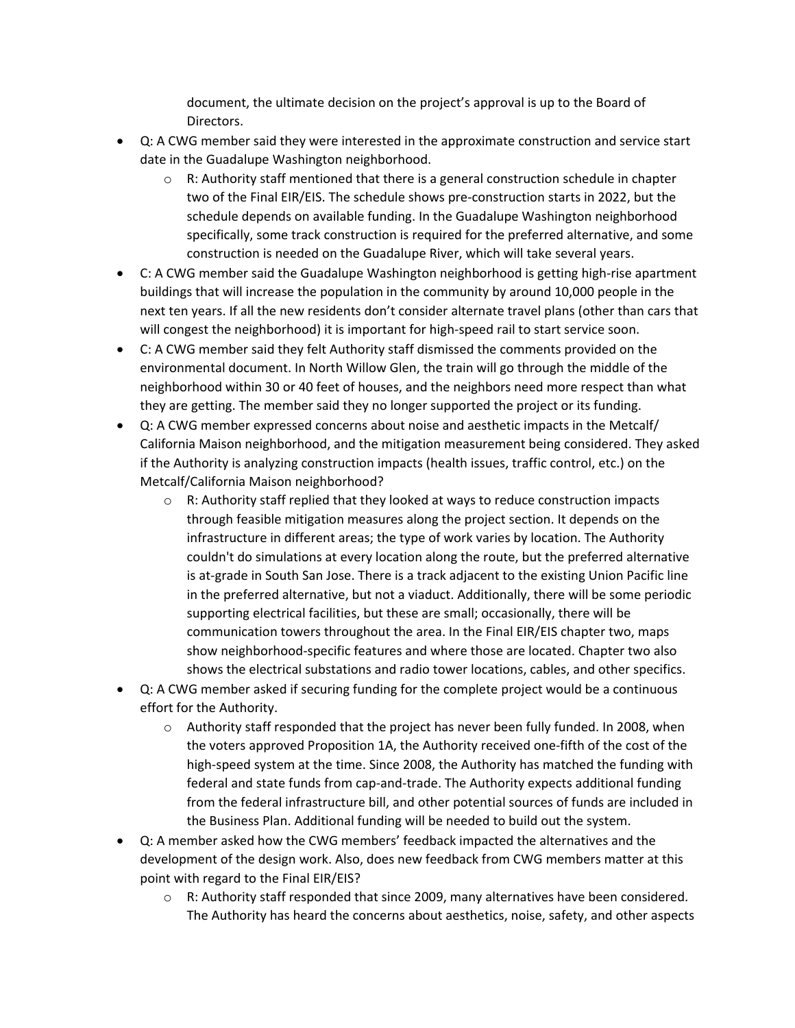document, the ultimate decision on the project's approval is up to the Board of Directors.

- Q: A CWG member said they were interested in the approximate construction and service start date in the Guadalupe Washington neighborhood.
  - R: Authority staff mentioned that there is a general construction schedule in chapter two of the Final EIR/EIS. The schedule shows pre-construction starts in 2022, but the schedule depends on available funding. In the Guadalupe Washington neighborhood specifically, some track construction is required for the preferred alternative, and some construction is needed on the Guadalupe River, which will take several years.
- C: A CWG member said the Guadalupe Washington neighborhood is getting high-rise apartment buildings that will increase the population in the community by around 10,000 people in the next ten years. If all the new residents don't consider alternate travel plans (other than cars that will congest the neighborhood) it is important for high-speed rail to start service soon.
- C: A CWG member said they felt Authority staff dismissed the comments provided on the environmental document. In North Willow Glen, the train will go through the middle of the neighborhood within 30 or 40 feet of houses, and the neighbors need more respect than what they are getting. The member said they no longer supported the project or its funding.
- Q: A CWG member expressed concerns about noise and aesthetic impacts in the Metcalf/ California Maison neighborhood, and the mitigation measurement being considered. They asked if the Authority is analyzing construction impacts (health issues, traffic control, etc.) on the Metcalf/California Maison neighborhood?
  - R: Authority staff replied that they looked at ways to reduce construction impacts through feasible mitigation measures along the project section. It depends on the infrastructure in different areas; the type of work varies by location. The Authority couldn't do simulations at every location along the route, but the preferred alternative is at-grade in South San Jose. There is a track adjacent to the existing Union Pacific line in the preferred alternative, but not a viaduct. Additionally, there will be some periodic supporting electrical facilities, but these are small; occasionally, there will be communication towers throughout the area. In the Final EIR/EIS chapter two, maps show neighborhood-specific features and where those are located. Chapter two also shows the electrical substations and radio tower locations, cables, and other specifics.
- Q: A CWG member asked if securing funding for the complete project would be a continuous effort for the Authority.
  - Authority staff responded that the project has never been fully funded. In 2008, when the voters approved Proposition 1A, the Authority received one-fifth of the cost of the high-speed system at the time. Since 2008, the Authority has matched the funding with federal and state funds from cap-and-trade. The Authority expects additional funding from the federal infrastructure bill, and other potential sources of funds are included in the Business Plan. Additional funding will be needed to build out the system.
- Q: A member asked how the CWG members' feedback impacted the alternatives and the development of the design work. Also, does new feedback from CWG members matter at this point with regard to the Final EIR/EIS?
  - R: Authority staff responded that since 2009, many alternatives have been considered. The Authority has heard the concerns about aesthetics, noise, safety, and other aspects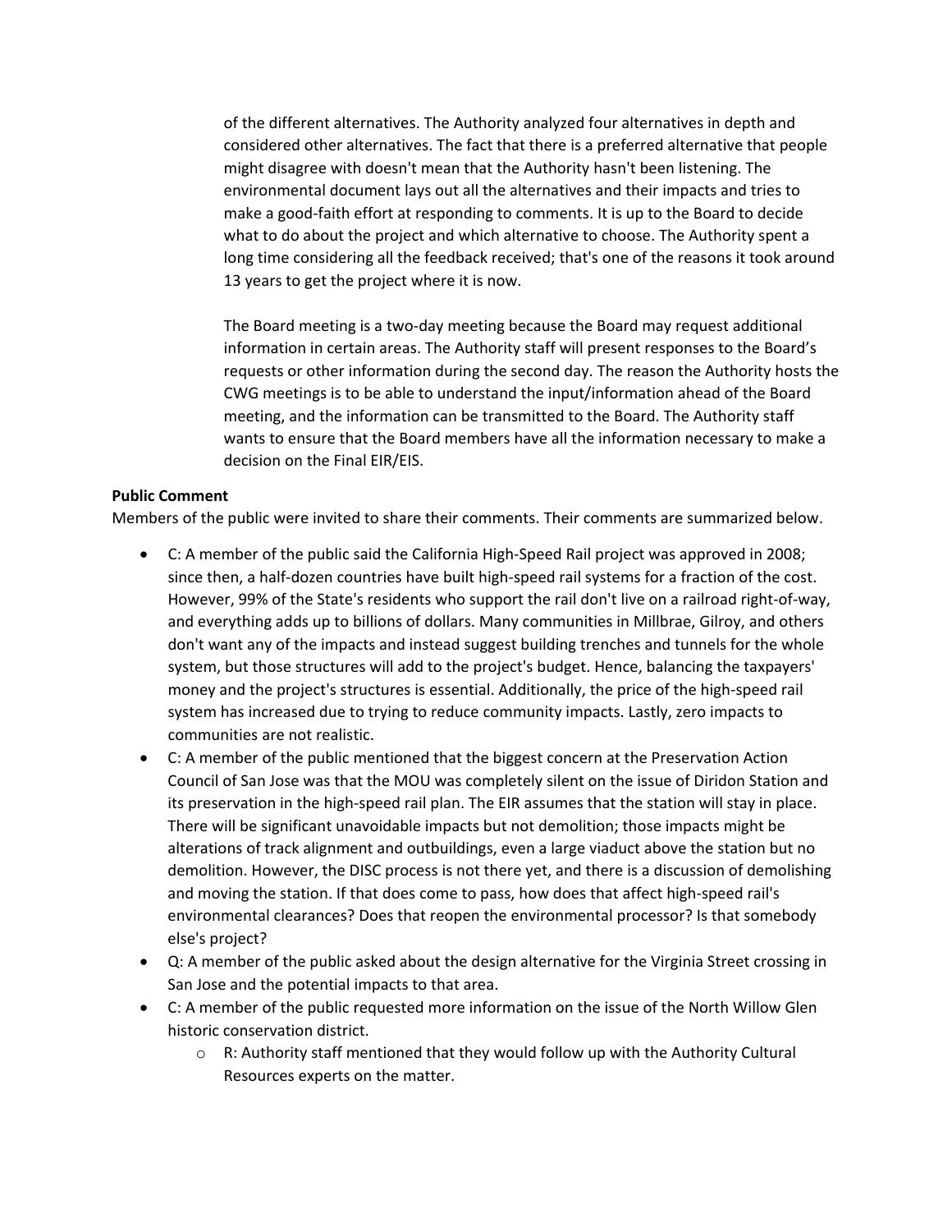of the different alternatives. The Authority analyzed four alternatives in depth and considered other alternatives. The fact that there is a preferred alternative that people might disagree with doesn't mean that the Authority hasn't been listening. The environmental document lays out all the alternatives and their impacts and tries to make a good-faith effort at responding to comments. It is up to the Board to decide what to do about the project and which alternative to choose. The Authority spent a long time considering all the feedback received; that's one of the reasons it took around 13 years to get the project where it is now.

The Board meeting is a two-day meeting because the Board may request additional information in certain areas. The Authority staff will present responses to the Board's requests or other information during the second day. The reason the Authority hosts the CWG meetings is to be able to understand the input/information ahead of the Board meeting, and the information can be transmitted to the Board. The Authority staff wants to ensure that the Board members have all the information necessary to make a decision on the Final EIR/EIS.

**Public Comment**

Members of the public were invited to share their comments. Their comments are summarized below.

- C: A member of the public said the California High-Speed Rail project was approved in 2008; since then, a half-dozen countries have built high-speed rail systems for a fraction of the cost. However, 99% of the State's residents who support the rail don't live on a railroad right-of-way, and everything adds up to billions of dollars. Many communities in Millbrae, Gilroy, and others don't want any of the impacts and instead suggest building trenches and tunnels for the whole system, but those structures will add to the project's budget. Hence, balancing the taxpayers' money and the project's structures is essential. Additionally, the price of the high-speed rail system has increased due to trying to reduce community impacts. Lastly, zero impacts to communities are not realistic.
- C: A member of the public mentioned that the biggest concern at the Preservation Action Council of San Jose was that the MOU was completely silent on the issue of Diridon Station and its preservation in the high-speed rail plan. The EIR assumes that the station will stay in place. There will be significant unavoidable impacts but not demolition; those impacts might be alterations of track alignment and outbuildings, even a large viaduct above the station but no demolition. However, the DISC process is not there yet, and there is a discussion of demolishing and moving the station. If that does come to pass, how does that affect high-speed rail's environmental clearances? Does that reopen the environmental processor? Is that somebody else's project?
- Q: A member of the public asked about the design alternative for the Virginia Street crossing in San Jose and the potential impacts to that area.
- C: A member of the public requested more information on the issue of the North Willow Glen historic conservation district.
  - R: Authority staff mentioned that they would follow up with the Authority Cultural Resources experts on the matter.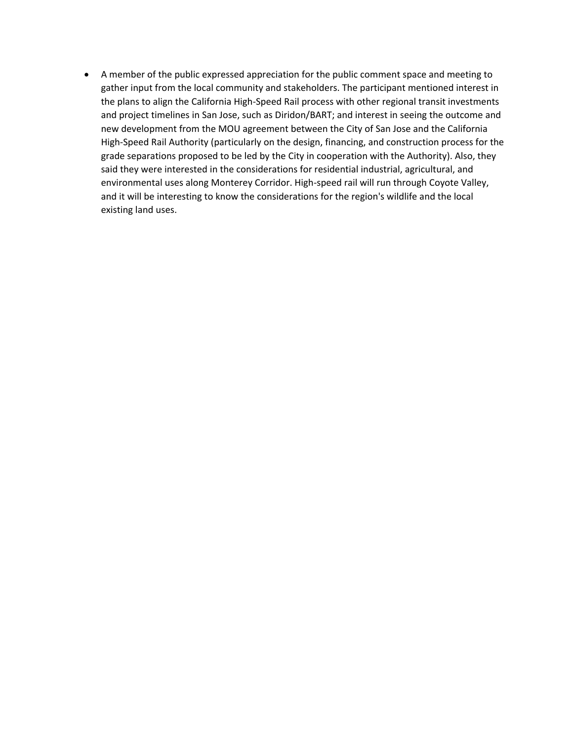- A member of the public expressed appreciation for the public comment space and meeting to gather input from the local community and stakeholders. The participant mentioned interest in the plans to align the California High-Speed Rail process with other regional transit investments and project timelines in San Jose, such as Diridon/BART; and interest in seeing the outcome and new development from the MOU agreement between the City of San Jose and the California High-Speed Rail Authority (particularly on the design, financing, and construction process for the grade separations proposed to be led by the City in cooperation with the Authority). Also, they said they were interested in the considerations for residential industrial, agricultural, and environmental uses along Monterey Corridor. High-speed rail will run through Coyote Valley, and it will be interesting to know the considerations for the region's wildlife and the local existing land uses.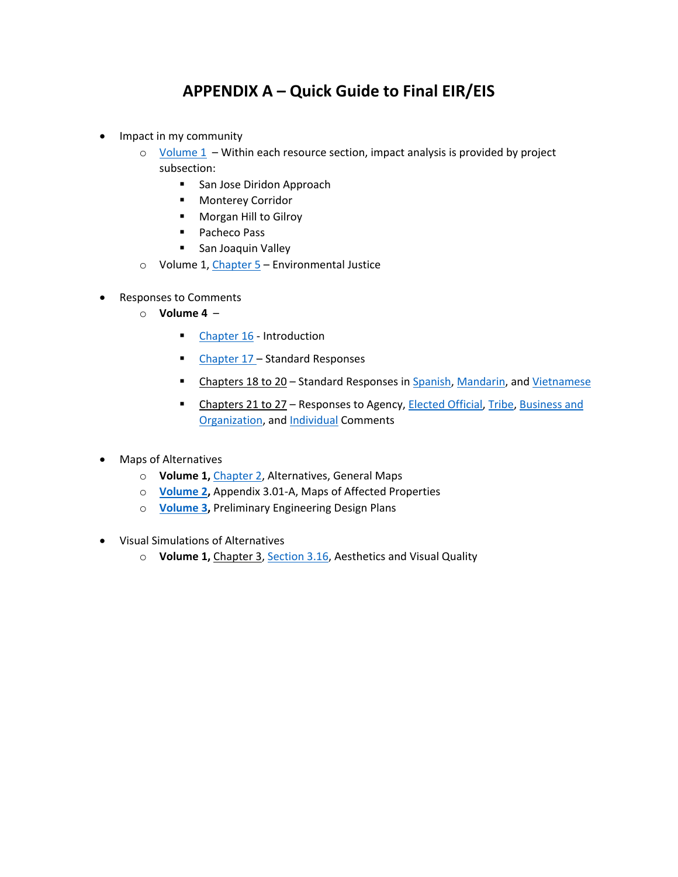# APPENDIX A – Quick Guide to Final EIR/EIS

- Impact in my community
  - Volume 1 – Within each resource section, impact analysis is provided by project subsection:
    - San Jose Diridon Approach
    - Monterey Corridor
    - Morgan Hill to Gilroy
    - Pacheco Pass
    - San Joaquin Valley
  - Volume 1, Chapter 5 – Environmental Justice

- Responses to Comments
  - **Volume 4** –
    - Chapter 16 - Introduction
    - Chapter 17 – Standard Responses
    - Chapters 18 to 20 – Standard Responses in Spanish, Mandarin, and Vietnamese
    - Chapters 21 to 27 – Responses to Agency, Elected Official, Tribe, Business and Organization, and Individual Comments

- Maps of Alternatives
  - **Volume 1,** Chapter 2, Alternatives, General Maps
  - **Volume 2,** Appendix 3.01-A, Maps of Affected Properties
  - **Volume 3,** Preliminary Engineering Design Plans

- Visual Simulations of Alternatives
  - **Volume 1,** Chapter 3, Section 3.16, Aesthetics and Visual Quality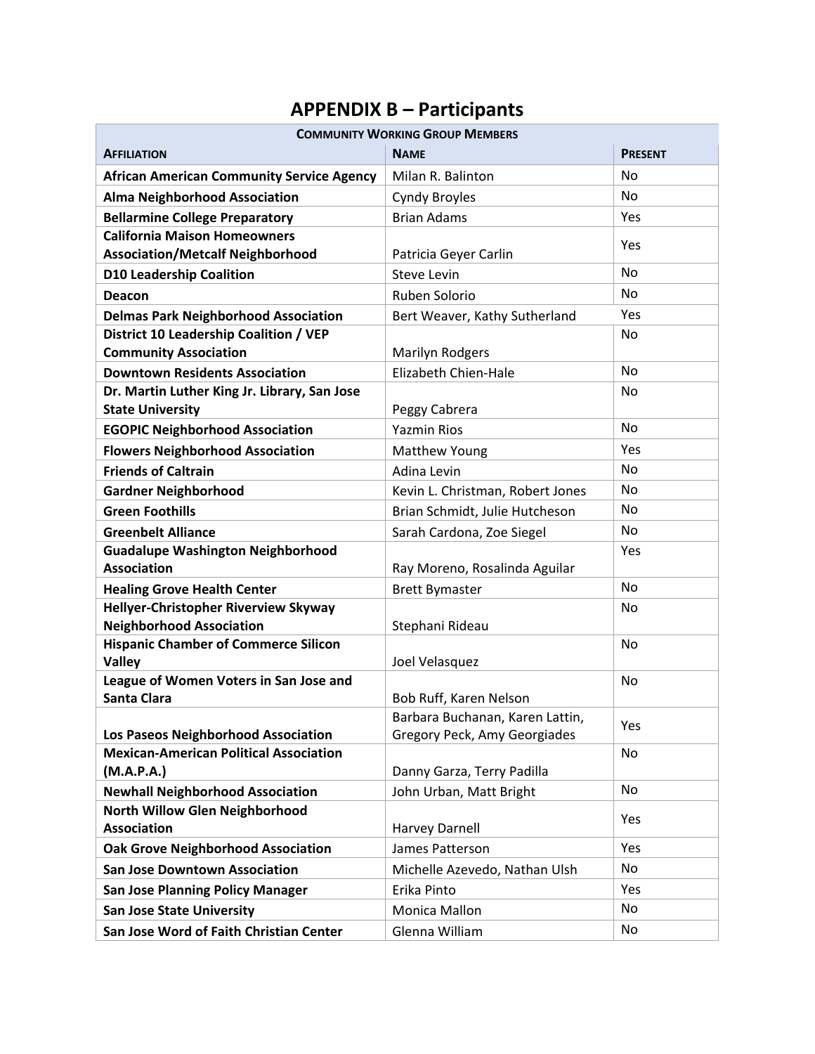# APPENDIX B – Participants

| Community Working Group Members | | |
|---|---|---|
| **Affiliation** | **Name** | **Present** |
| **African American Community Service Agency** | Milan R. Balinton | No |
| **Alma Neighborhood Association** | Cyndy Broyles | No |
| **Bellarmine College Preparatory** | Brian Adams | Yes |
| **California Maison Homeowners Association/Metcalf Neighborhood** | Patricia Geyer Carlin | Yes |
| **D10 Leadership Coalition** | Steve Levin | No |
| **Deacon** | Ruben Solorio | No |
| **Delmas Park Neighborhood Association** | Bert Weaver, Kathy Sutherland | Yes |
| **District 10 Leadership Coalition / VEP Community Association** | Marilyn Rodgers | No |
| **Downtown Residents Association** | Elizabeth Chien-Hale | No |
| **Dr. Martin Luther King Jr. Library, San Jose State University** | Peggy Cabrera | No |
| **EGOPIC Neighborhood Association** | Yazmin Rios | No |
| **Flowers Neighborhood Association** | Matthew Young | Yes |
| **Friends of Caltrain** | Adina Levin | No |
| **Gardner Neighborhood** | Kevin L. Christman, Robert Jones | No |
| **Green Foothills** | Brian Schmidt, Julie Hutcheson | No |
| **Greenbelt Alliance** | Sarah Cardona, Zoe Siegel | No |
| **Guadalupe Washington Neighborhood Association** | Ray Moreno, Rosalinda Aguilar | Yes |
| **Healing Grove Health Center** | Brett Bymaster | No |
| **Hellyer-Christopher Riverview Skyway Neighborhood Association** | Stephani Rideau | No |
| **Hispanic Chamber of Commerce Silicon Valley** | Joel Velasquez | No |
| **League of Women Voters in San Jose and Santa Clara** | Bob Ruff, Karen Nelson | No |
| **Los Paseos Neighborhood Association** | Barbara Buchanan, Karen Lattin, Gregory Peck, Amy Georgiades | Yes |
| **Mexican-American Political Association (M.A.P.A.)** | Danny Garza, Terry Padilla | No |
| **Newhall Neighborhood Association** | John Urban, Matt Bright | No |
| **North Willow Glen Neighborhood Association** | Harvey Darnell | Yes |
| **Oak Grove Neighborhood Association** | James Patterson | Yes |
| **San Jose Downtown Association** | Michelle Azevedo, Nathan Ulsh | No |
| **San Jose Planning Policy Manager** | Erika Pinto | Yes |
| **San Jose State University** | Monica Mallon | No |
| **San Jose Word of Faith Christian Center** | Glenna William | No |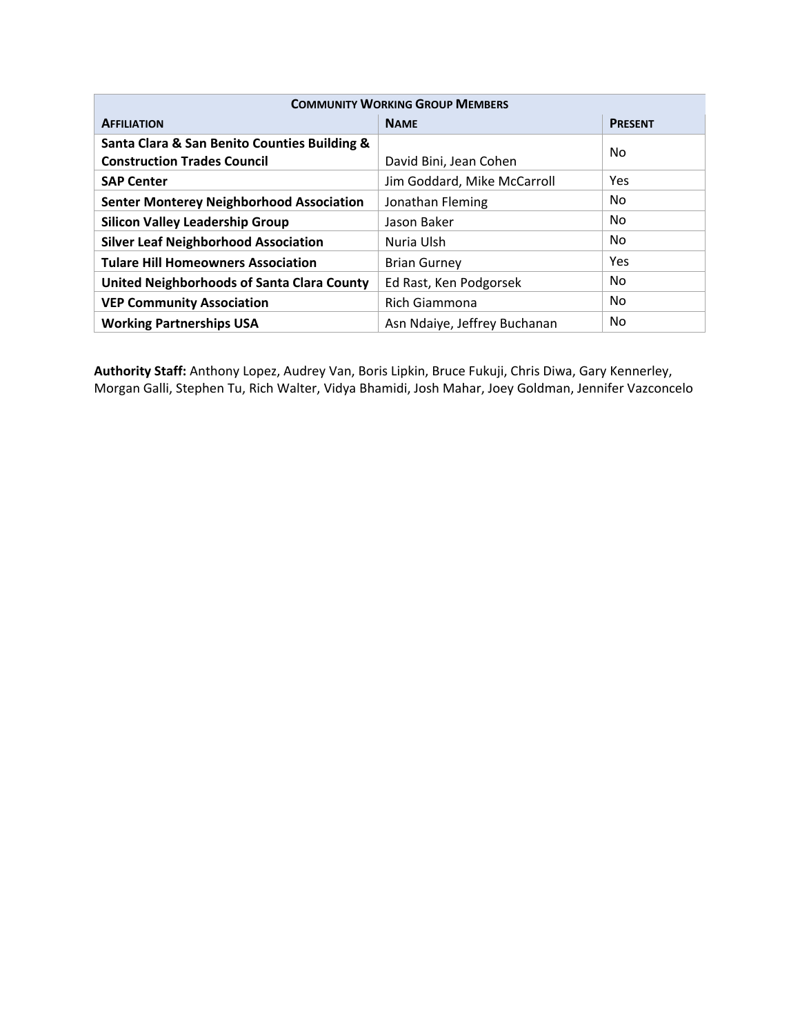| **COMMUNITY WORKING GROUP MEMBERS** | | |
|---|---|---|
| **AFFILIATION** | **NAME** | **PRESENT** |
| **Santa Clara & San Benito Counties Building & Construction Trades Council** | David Bini, Jean Cohen | No |
| **SAP Center** | Jim Goddard, Mike McCarroll | Yes |
| **Senter Monterey Neighborhood Association** | Jonathan Fleming | No |
| **Silicon Valley Leadership Group** | Jason Baker | No |
| **Silver Leaf Neighborhood Association** | Nuria Ulsh | No |
| **Tulare Hill Homeowners Association** | Brian Gurney | Yes |
| **United Neighborhoods of Santa Clara County** | Ed Rast, Ken Podgorsek | No |
| **VEP Community Association** | Rich Giammona | No |
| **Working Partnerships USA** | Asn Ndaiye, Jeffrey Buchanan | No |

**Authority Staff:** Anthony Lopez, Audrey Van, Boris Lipkin, Bruce Fukuji, Chris Diwa, Gary Kennerley, Morgan Galli, Stephen Tu, Rich Walter, Vidya Bhamidi, Josh Mahar, Joey Goldman, Jennifer Vazconcelo